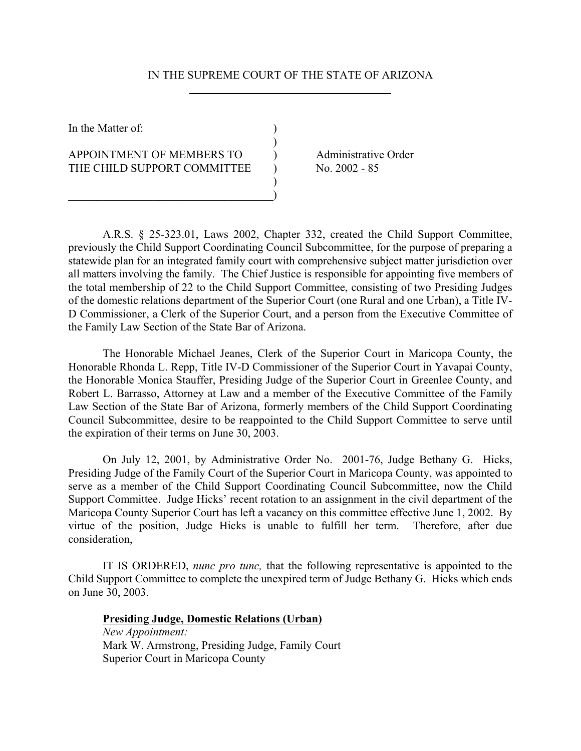IN THE SUPREME COURT OF THE STATE OF ARIZONA

In the Matter of:

APPOINTMENT OF MEMBERS TO THE CHILD SUPPORT COMMITTEE

Administrative Order No. 2002 - 85

A.R.S. § 25-323.01, Laws 2002, Chapter 332, created the Child Support Committee, previously the Child Support Coordinating Council Subcommittee, for the purpose of preparing a statewide plan for an integrated family court with comprehensive subject matter jurisdiction over all matters involving the family. The Chief Justice is responsible for appointing five members of the total membership of 22 to the Child Support Committee, consisting of two Presiding Judges of the domestic relations department of the Superior Court (one Rural and one Urban), a Title IV-D Commissioner, a Clerk of the Superior Court, and a person from the Executive Committee of the Family Law Section of the State Bar of Arizona.

The Honorable Michael Jeanes, Clerk of the Superior Court in Maricopa County, the Honorable Rhonda L. Repp, Title IV-D Commissioner of the Superior Court in Yavapai County, the Honorable Monica Stauffer, Presiding Judge of the Superior Court in Greenlee County, and Robert L. Barrasso, Attorney at Law and a member of the Executive Committee of the Family Law Section of the State Bar of Arizona, formerly members of the Child Support Coordinating Council Subcommittee, desire to be reappointed to the Child Support Committee to serve until the expiration of their terms on June 30, 2003.

On July 12, 2001, by Administrative Order No. 2001-76, Judge Bethany G. Hicks, Presiding Judge of the Family Court of the Superior Court in Maricopa County, was appointed to serve as a member of the Child Support Coordinating Council Subcommittee, now the Child Support Committee. Judge Hicks' recent rotation to an assignment in the civil department of the Maricopa County Superior Court has left a vacancy on this committee effective June 1, 2002. By virtue of the position, Judge Hicks is unable to fulfill her term. Therefore, after due consideration,

IT IS ORDERED, *nunc pro tunc,* that the following representative is appointed to the Child Support Committee to complete the unexpired term of Judge Bethany G. Hicks which ends on June 30, 2003.

**Presiding Judge, Domestic Relations (Urban)**
*New Appointment:*
Mark W. Armstrong, Presiding Judge, Family Court
Superior Court in Maricopa County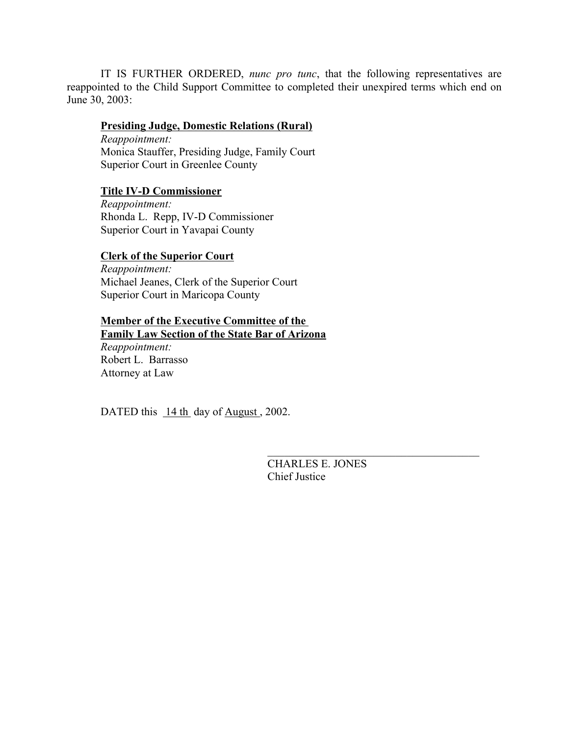IT IS FURTHER ORDERED, *nunc pro tunc*, that the following representatives are reappointed to the Child Support Committee to completed their unexpired terms which end on June 30, 2003:

**Presiding Judge, Domestic Relations (Rural)**
*Reappointment:*
Monica Stauffer, Presiding Judge, Family Court
Superior Court in Greenlee County

**Title IV-D Commissioner**
*Reappointment:*
Rhonda L. Repp, IV-D Commissioner
Superior Court in Yavapai County

**Clerk of the Superior Court**
*Reappointment:*
Michael Jeanes, Clerk of the Superior Court
Superior Court in Maricopa County

**Member of the Executive Committee of the Family Law Section of the State Bar of Arizona**
*Reappointment:*
Robert L. Barrasso
Attorney at Law

DATED this 14 th day of August , 2002.

CHARLES E. JONES
Chief Justice